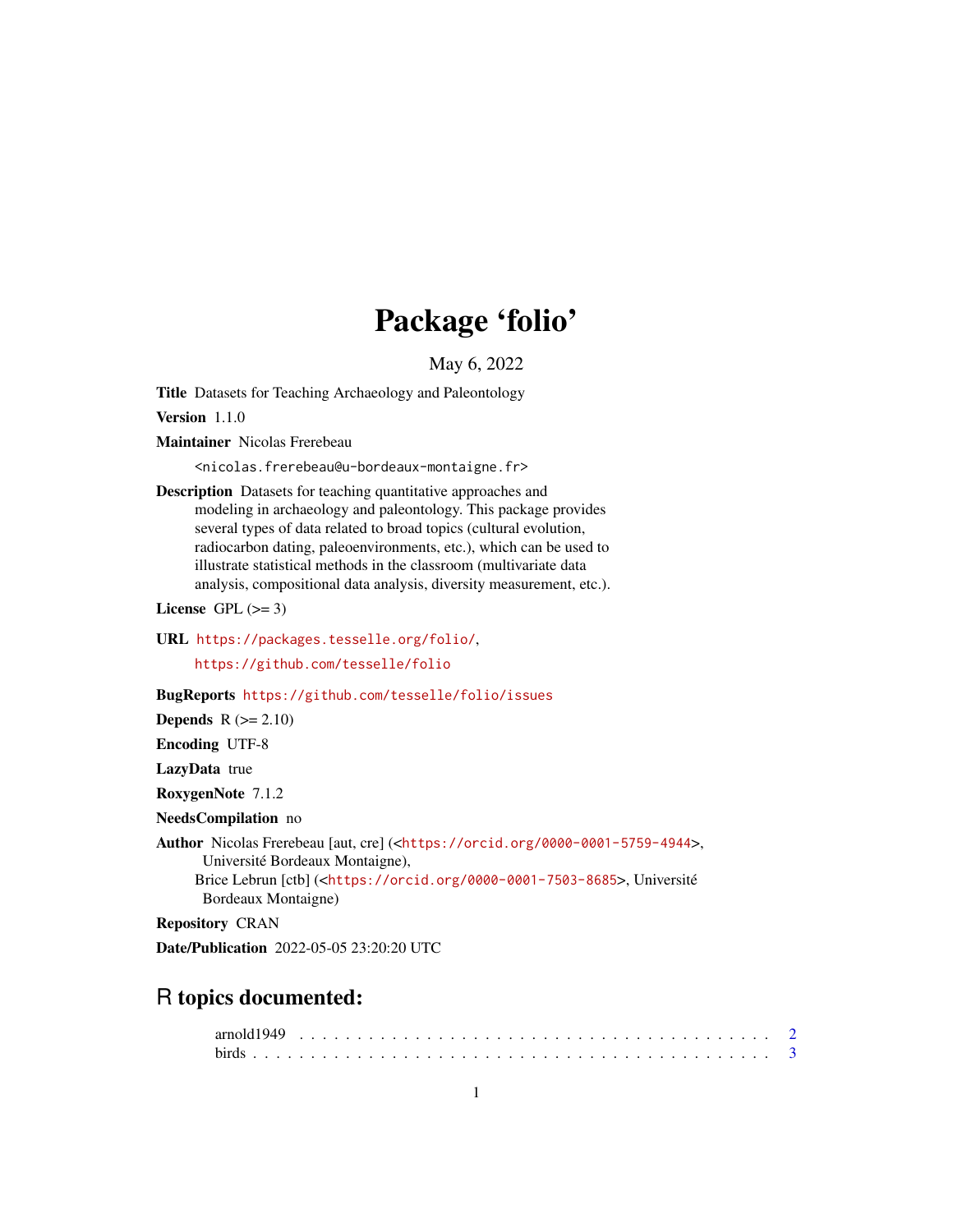# Package 'folio'

May 6, 2022

**Title** Datasets for Teaching Archaeology and Paleontology

**Version** 1.1.0

**Maintainer** Nicolas Frerebeau
<nicolas.frerebeau@u-bordeaux-montaigne.fr>

**Description** Datasets for teaching quantitative approaches and modeling in archaeology and paleontology. This package provides several types of data related to broad topics (cultural evolution, radiocarbon dating, paleoenvironments, etc.), which can be used to illustrate statistical methods in the classroom (multivariate data analysis, compositional data analysis, diversity measurement, etc.).

**License** GPL (>= 3)

**URL** https://packages.tesselle.org/folio/,
https://github.com/tesselle/folio

**BugReports** https://github.com/tesselle/folio/issues

**Depends** R (>= 2.10)

**Encoding** UTF-8

**LazyData** true

**RoxygenNote** 7.1.2

**NeedsCompilation** no

**Author** Nicolas Frerebeau [aut, cre] (<https://orcid.org/0000-0001-5759-4944>, Université Bordeaux Montaigne),
Brice Lebrun [ctb] (<https://orcid.org/0000-0001-7503-8685>, Université Bordeaux Montaigne)

**Repository** CRAN

**Date/Publication** 2022-05-05 23:20:20 UTC

## R topics documented:

arnold1949 . . . . . . . . . . . . . . . . . . . . . . . . . . . . . . . . . . . . . . . 2
birds . . . . . . . . . . . . . . . . . . . . . . . . . . . . . . . . . . . . . . . . . . 3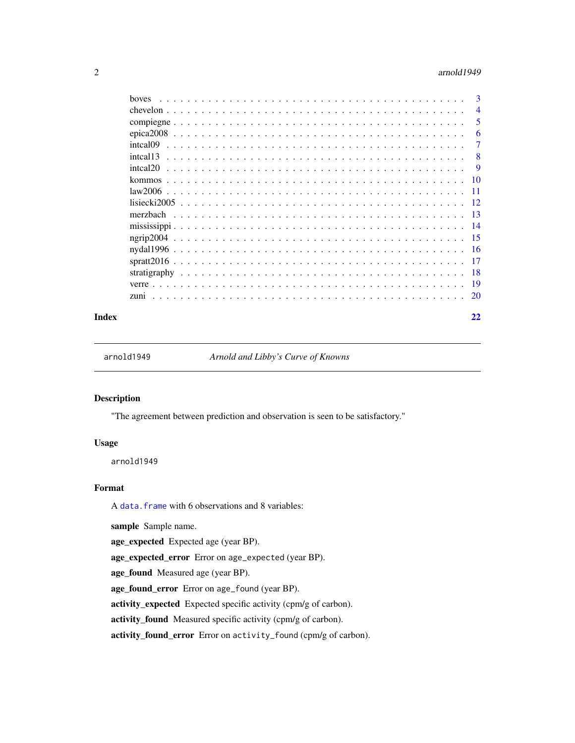boves . . . . . . . . . . . . . . . . . . . . . . . . . . . . . . . . . . . . . . . . 3
chevelon . . . . . . . . . . . . . . . . . . . . . . . . . . . . . . . . . . . . . . . 4
compiegne . . . . . . . . . . . . . . . . . . . . . . . . . . . . . . . . . . . . . . 5
epica2008 . . . . . . . . . . . . . . . . . . . . . . . . . . . . . . . . . . . . . . 6
intcal09 . . . . . . . . . . . . . . . . . . . . . . . . . . . . . . . . . . . . . . . 7
intcal13 . . . . . . . . . . . . . . . . . . . . . . . . . . . . . . . . . . . . . . . 8
intcal20 . . . . . . . . . . . . . . . . . . . . . . . . . . . . . . . . . . . . . . . 9
kommos . . . . . . . . . . . . . . . . . . . . . . . . . . . . . . . . . . . . . . . 10
law2006 . . . . . . . . . . . . . . . . . . . . . . . . . . . . . . . . . . . . . . . 11
lisiecki2005 . . . . . . . . . . . . . . . . . . . . . . . . . . . . . . . . . . . . . 12
merzbach . . . . . . . . . . . . . . . . . . . . . . . . . . . . . . . . . . . . . . 13
mississippi . . . . . . . . . . . . . . . . . . . . . . . . . . . . . . . . . . . . . 14
ngrip2004 . . . . . . . . . . . . . . . . . . . . . . . . . . . . . . . . . . . . . . 15
nydal1996 . . . . . . . . . . . . . . . . . . . . . . . . . . . . . . . . . . . . . . 16
spratt2016 . . . . . . . . . . . . . . . . . . . . . . . . . . . . . . . . . . . . . . 17
stratigraphy . . . . . . . . . . . . . . . . . . . . . . . . . . . . . . . . . . . . . 18
verre . . . . . . . . . . . . . . . . . . . . . . . . . . . . . . . . . . . . . . . . 19
zuni . . . . . . . . . . . . . . . . . . . . . . . . . . . . . . . . . . . . . . . . 20

**Index** 22

---

`arnold1949` *Arnold and Libby's Curve of Knowns*

---

## Description

"The agreement between prediction and observation is seen to be satisfactory."

## Usage

```
arnold1949
```

## Format

A `data.frame` with 6 observations and 8 variables:

**sample** Sample name.

**age_expected** Expected age (year BP).

**age_expected_error** Error on `age_expected` (year BP).

**age_found** Measured age (year BP).

**age_found_error** Error on `age_found` (year BP).

**activity_expected** Expected specific activity (cpm/g of carbon).

**activity_found** Measured specific activity (cpm/g of carbon).

**activity_found_error** Error on `activity_found` (cpm/g of carbon).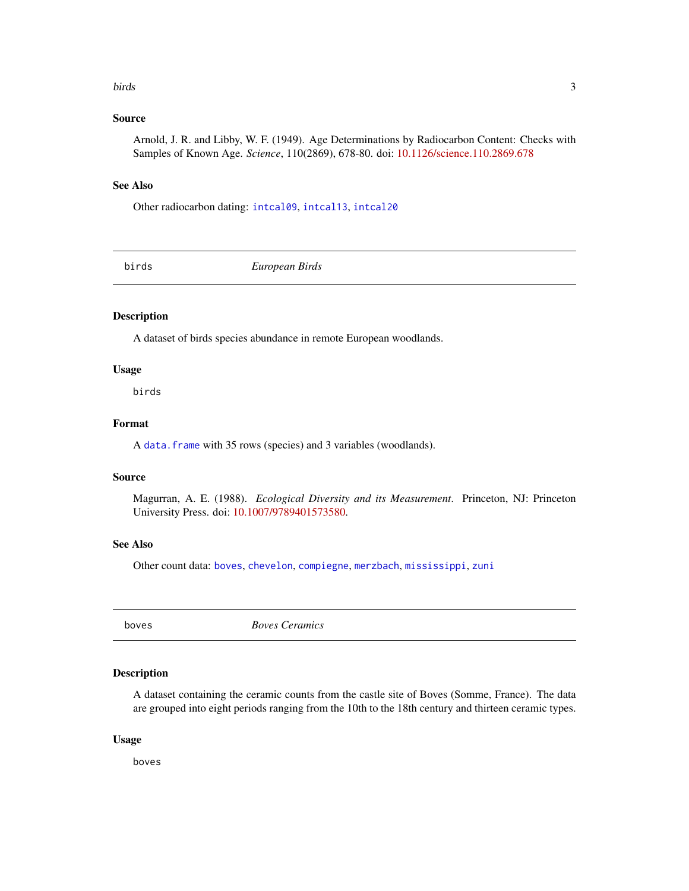### Source

Arnold, J. R. and Libby, W. F. (1949). Age Determinations by Radiocarbon Content: Checks with Samples of Known Age. *Science*, 110(2869), 678-80. doi: 10.1126/science.110.2869.678

### See Also

Other radiocarbon dating: `intcal09`, `intcal13`, `intcal20`

## birds — *European Birds*

### Description

A dataset of birds species abundance in remote European woodlands.

### Usage

```
birds
```

### Format

A `data.frame` with 35 rows (species) and 3 variables (woodlands).

### Source

Magurran, A. E. (1988). *Ecological Diversity and its Measurement*. Princeton, NJ: Princeton University Press. doi: 10.1007/9789401573580.

### See Also

Other count data: `boves`, `chevelon`, `compiegne`, `merzbach`, `mississippi`, `zuni`

## boves — *Boves Ceramics*

### Description

A dataset containing the ceramic counts from the castle site of Boves (Somme, France). The data are grouped into eight periods ranging from the 10th to the 18th century and thirteen ceramic types.

### Usage

```
boves
```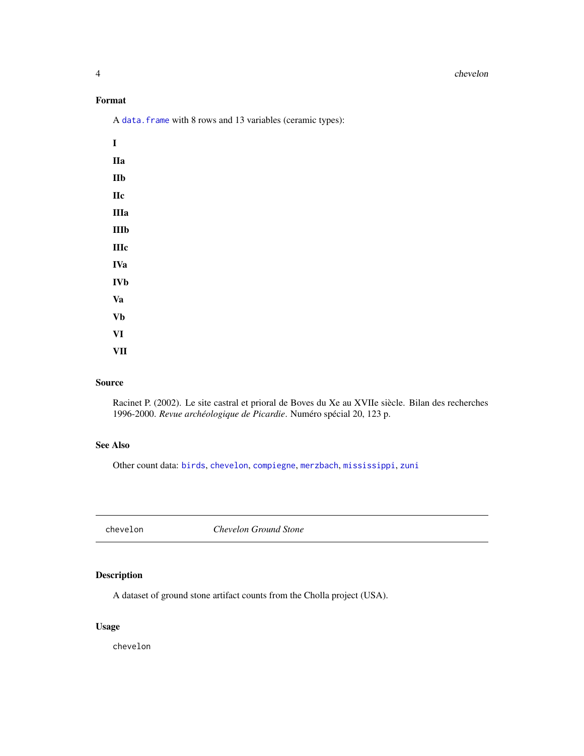### Format

A `data.frame` with 8 rows and 13 variables (ceramic types):

**I**

**IIa**

**IIb**

**IIc**

**IIIa**

**IIIb**

**IIIc**

**IVa**

**IVb**

**Va**

**Vb**

**VI**

**VII**

### Source

Racinet P. (2002). Le site castral et prioral de Boves du Xe au XVIIe siècle. Bilan des recherches 1996-2000. *Revue archéologique de Picardie*. Numéro spécial 20, 123 p.

### See Also

Other count data: `birds`, `chevelon`, `compiegne`, `merzbach`, `mississippi`, `zuni`

---

## chevelon *Chevelon Ground Stone*

---

### Description

A dataset of ground stone artifact counts from the Cholla project (USA).

### Usage

```
chevelon
```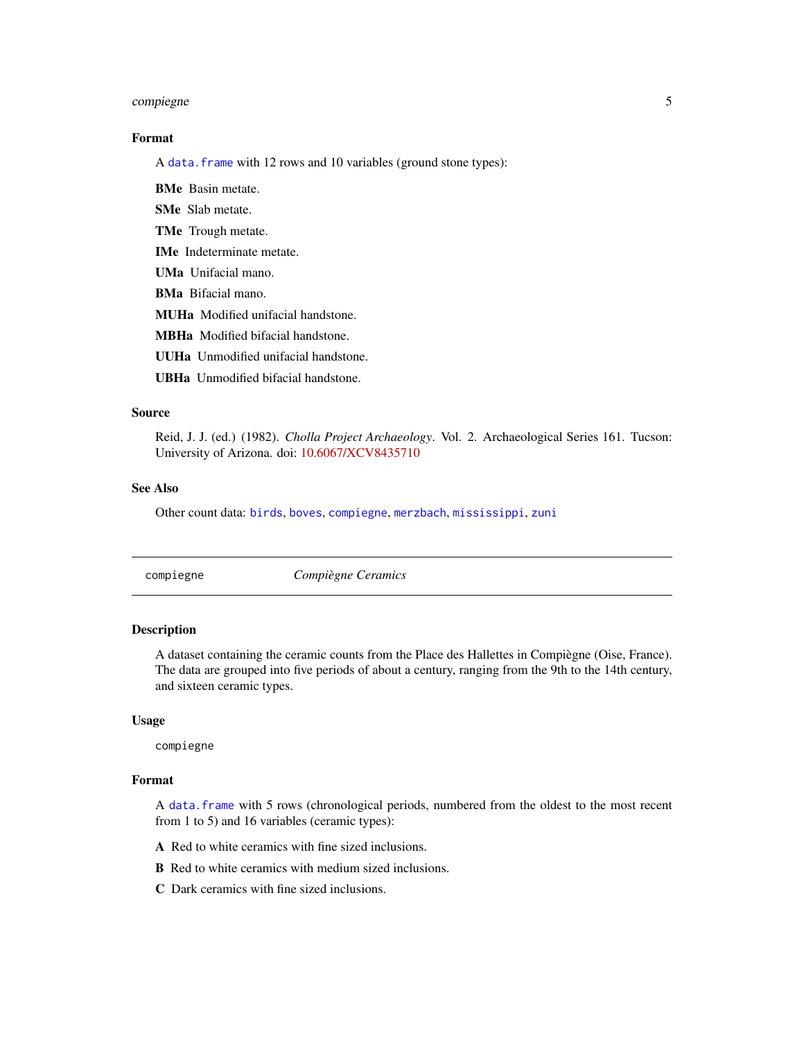### Format

A `data.frame` with 12 rows and 10 variables (ground stone types):

**BMe** Basin metate.

**SMe** Slab metate.

**TMe** Trough metate.

**IMe** Indeterminate metate.

**UMa** Unifacial mano.

**BMa** Bifacial mano.

**MUHa** Modified unifacial handstone.

**MBHa** Modified bifacial handstone.

**UUHa** Unmodified unifacial handstone.

**UBHa** Unmodified bifacial handstone.

### Source

Reid, J. J. (ed.) (1982). *Cholla Project Archaeology*. Vol. 2. Archaeological Series 161. Tucson: University of Arizona. doi: 10.6067/XCV8435710

### See Also

Other count data: `birds`, `boves`, `compiegne`, `merzbach`, `mississippi`, `zuni`

---

## compiegne — *Compiègne Ceramics*

### Description

A dataset containing the ceramic counts from the Place des Hallettes in Compiègne (Oise, France). The data are grouped into five periods of about a century, ranging from the 9th to the 14th century, and sixteen ceramic types.

### Usage

```
compiegne
```

### Format

A `data.frame` with 5 rows (chronological periods, numbered from the oldest to the most recent from 1 to 5) and 16 variables (ceramic types):

**A** Red to white ceramics with fine sized inclusions.

**B** Red to white ceramics with medium sized inclusions.

**C** Dark ceramics with fine sized inclusions.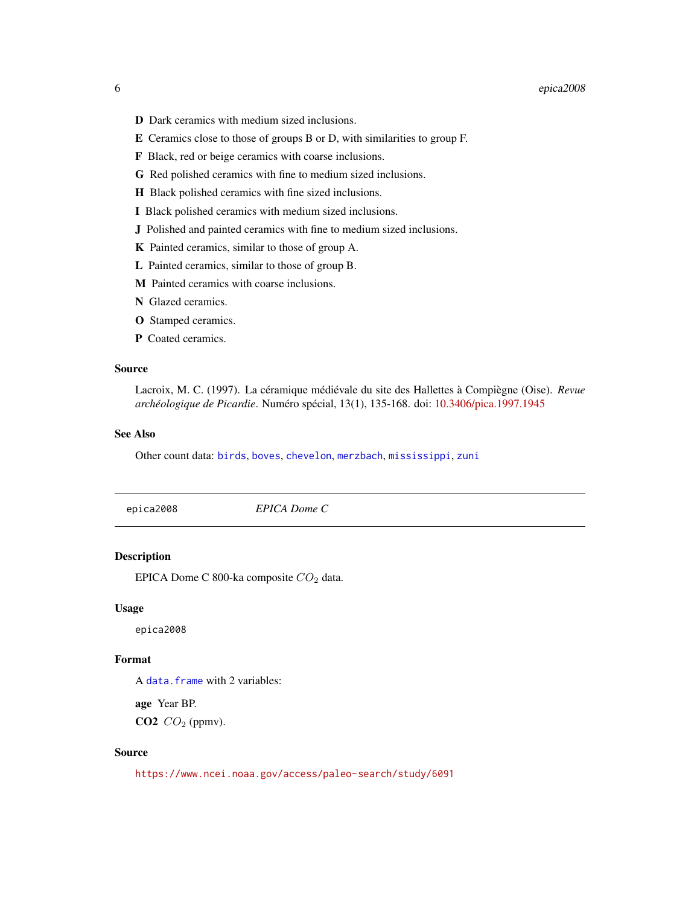**D** Dark ceramics with medium sized inclusions.

**E** Ceramics close to those of groups B or D, with similarities to group F.

**F** Black, red or beige ceramics with coarse inclusions.

**G** Red polished ceramics with fine to medium sized inclusions.

**H** Black polished ceramics with fine sized inclusions.

**I** Black polished ceramics with medium sized inclusions.

**J** Polished and painted ceramics with fine to medium sized inclusions.

**K** Painted ceramics, similar to those of group A.

**L** Painted ceramics, similar to those of group B.

**M** Painted ceramics with coarse inclusions.

**N** Glazed ceramics.

**O** Stamped ceramics.

**P** Coated ceramics.

### Source

Lacroix, M. C. (1997). La céramique médiévale du site des Hallettes à Compiègne (Oise). *Revue archéologique de Picardie*. Numéro spécial, 13(1), 135-168. doi: 10.3406/pica.1997.1945

### See Also

Other count data: `birds`, `boves`, `chevelon`, `merzbach`, `mississippi`, `zuni`

---

## epica2008 *EPICA Dome C*

### Description

EPICA Dome C 800-ka composite $CO_2$ data.

### Usage

```
epica2008
```

### Format

A `data.frame` with 2 variables:

**age** Year BP.

**CO2** $CO_2$ (ppmv).

### Source

https://www.ncei.noaa.gov/access/paleo-search/study/6091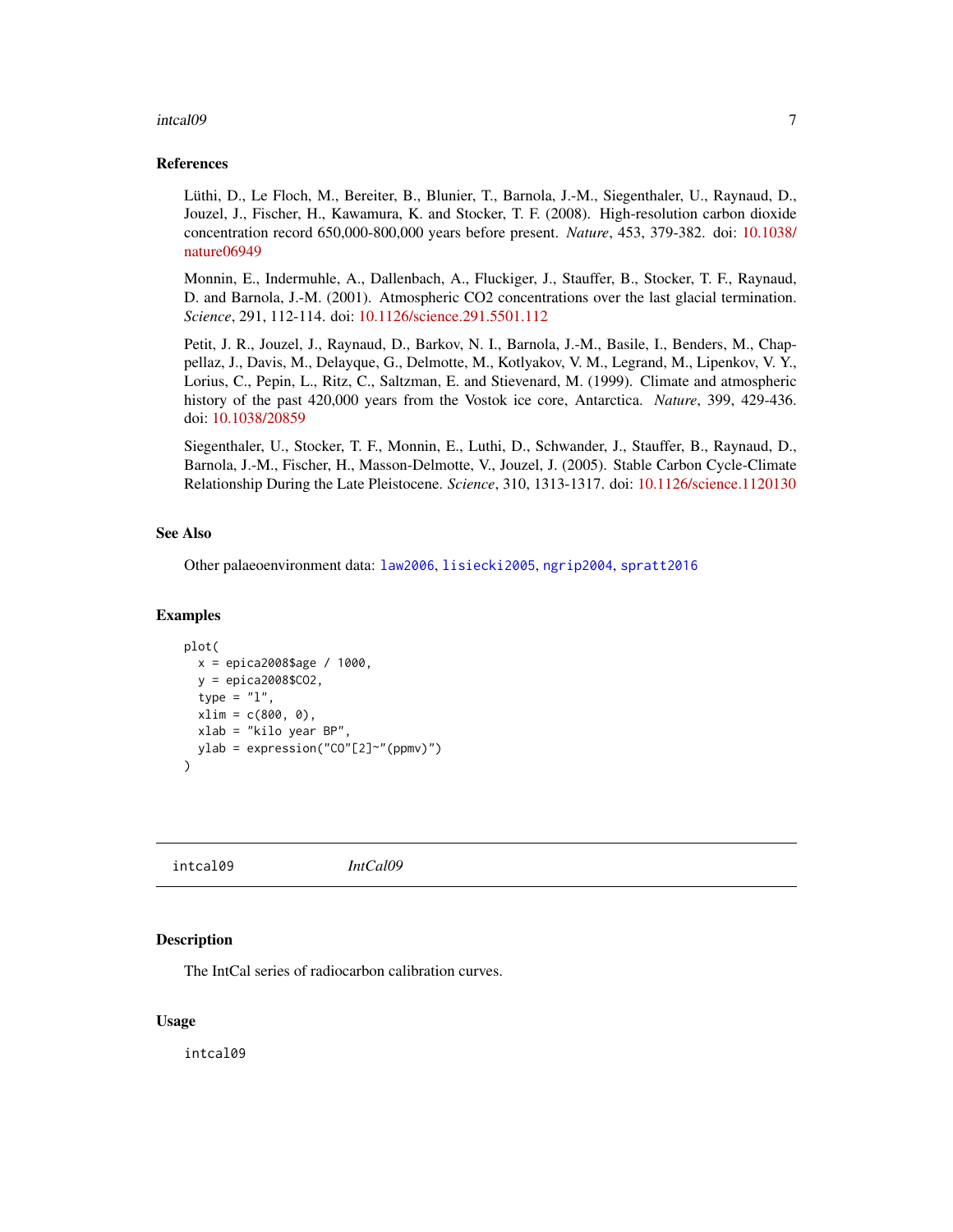### References

Lüthi, D., Le Floch, M., Bereiter, B., Blunier, T., Barnola, J.-M., Siegenthaler, U., Raynaud, D., Jouzel, J., Fischer, H., Kawamura, K. and Stocker, T. F. (2008). High-resolution carbon dioxide concentration record 650,000-800,000 years before present. *Nature*, 453, 379-382. doi: 10.1038/nature06949

Monnin, E., Indermuhle, A., Dallenbach, A., Fluckiger, J., Stauffer, B., Stocker, T. F., Raynaud, D. and Barnola, J.-M. (2001). Atmospheric CO2 concentrations over the last glacial termination. *Science*, 291, 112-114. doi: 10.1126/science.291.5501.112

Petit, J. R., Jouzel, J., Raynaud, D., Barkov, N. I., Barnola, J.-M., Basile, I., Benders, M., Chappellaz, J., Davis, M., Delayque, G., Delmotte, M., Kotlyakov, V. M., Legrand, M., Lipenkov, V. Y., Lorius, C., Pepin, L., Ritz, C., Saltzman, E. and Stievenard, M. (1999). Climate and atmospheric history of the past 420,000 years from the Vostok ice core, Antarctica. *Nature*, 399, 429-436. doi: 10.1038/20859

Siegenthaler, U., Stocker, T. F., Monnin, E., Luthi, D., Schwander, J., Stauffer, B., Raynaud, D., Barnola, J.-M., Fischer, H., Masson-Delmotte, V., Jouzel, J. (2005). Stable Carbon Cycle-Climate Relationship During the Late Pleistocene. *Science*, 310, 1313-1317. doi: 10.1126/science.1120130

### See Also

Other palaeoenvironment data: `law2006`, `lisiecki2005`, `ngrip2004`, `spratt2016`

### Examples

```
plot(
  x = epica2008$age / 1000,
  y = epica2008$CO2,
  type = "l",
  xlim = c(800, 0),
  xlab = "kilo year BP",
  ylab = expression("CO"[2]~"(ppmv)")
)
```

---

## intcal09 *IntCal09*

### Description

The IntCal series of radiocarbon calibration curves.

### Usage

```
intcal09
```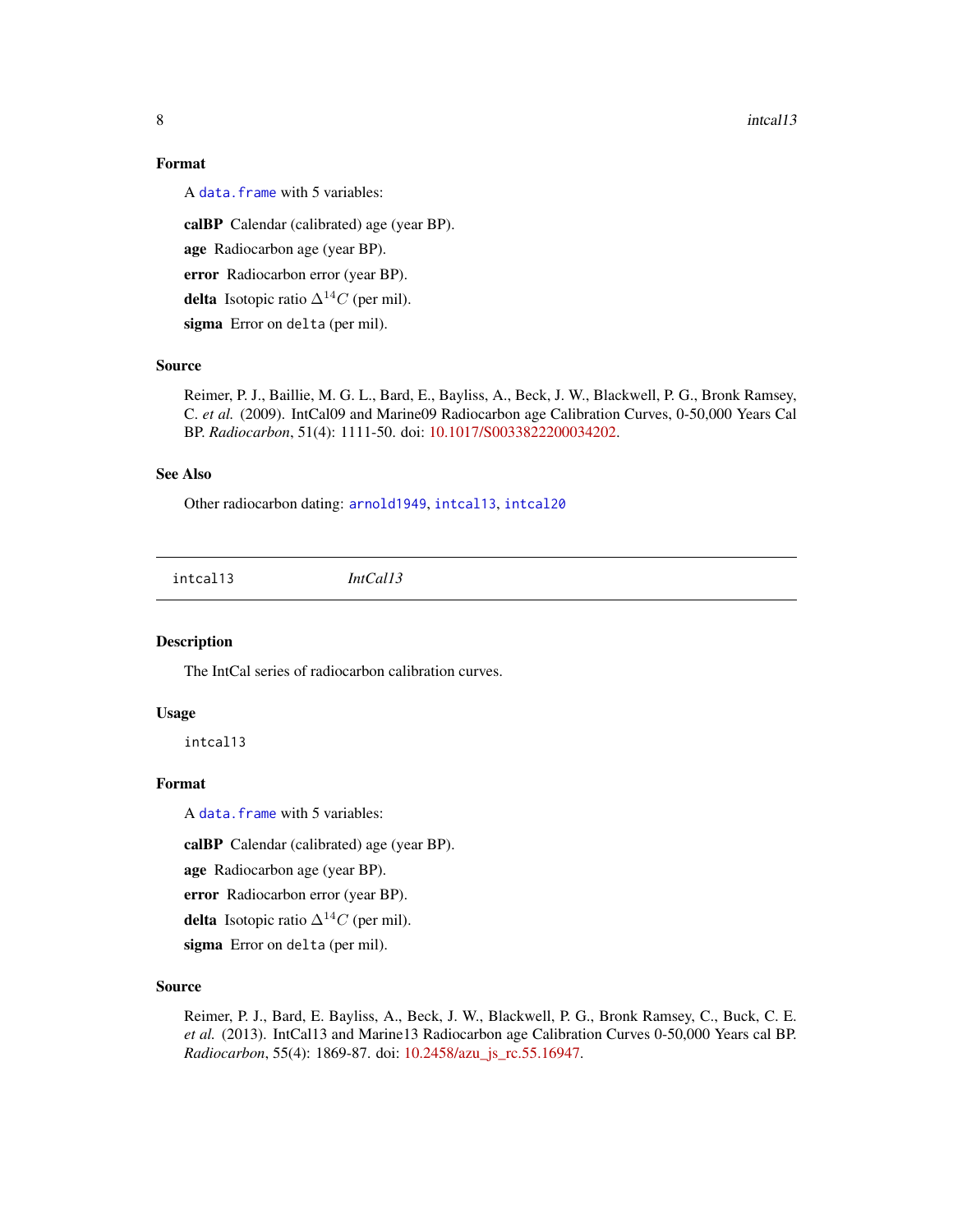## Format

A `data.frame` with 5 variables:

**calBP** Calendar (calibrated) age (year BP).

**age** Radiocarbon age (year BP).

**error** Radiocarbon error (year BP).

**delta** Isotopic ratio $\Delta^{14}C$ (per mil).

**sigma** Error on `delta` (per mil).

## Source

Reimer, P. J., Baillie, M. G. L., Bard, E., Bayliss, A., Beck, J. W., Blackwell, P. G., Bronk Ramsey, C. *et al.* (2009). IntCal09 and Marine09 Radiocarbon age Calibration Curves, 0-50,000 Years Cal BP. *Radiocarbon*, 51(4): 1111-50. doi: 10.1017/S0033822200034202.

## See Also

Other radiocarbon dating: `arnold1949`, `intcal13`, `intcal20`

---

# `intcal13` *IntCal13*

## Description

The IntCal series of radiocarbon calibration curves.

## Usage

```
intcal13
```

## Format

A `data.frame` with 5 variables:

**calBP** Calendar (calibrated) age (year BP).

**age** Radiocarbon age (year BP).

**error** Radiocarbon error (year BP).

**delta** Isotopic ratio $\Delta^{14}C$ (per mil).

**sigma** Error on `delta` (per mil).

## Source

Reimer, P. J., Bard, E. Bayliss, A., Beck, J. W., Blackwell, P. G., Bronk Ramsey, C., Buck, C. E. *et al.* (2013). IntCal13 and Marine13 Radiocarbon age Calibration Curves 0-50,000 Years cal BP. *Radiocarbon*, 55(4): 1869-87. doi: 10.2458/azu_js_rc.55.16947.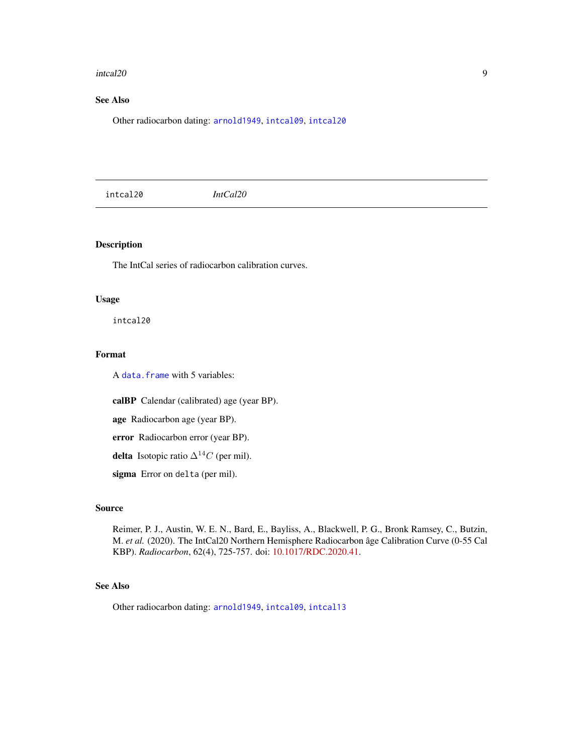## See Also

Other radiocarbon dating: arnold1949, intcal09, intcal20

---

## intcal20 *IntCal20*

### Description

The IntCal series of radiocarbon calibration curves.

### Usage

```
intcal20
```

### Format

A data.frame with 5 variables:

**calBP** Calendar (calibrated) age (year BP).

**age** Radiocarbon age (year BP).

**error** Radiocarbon error (year BP).

**delta** Isotopic ratio $\Delta^{14}C$ (per mil).

**sigma** Error on `delta` (per mil).

### Source

Reimer, P. J., Austin, W. E. N., Bard, E., Bayliss, A., Blackwell, P. G., Bronk Ramsey, C., Butzin, M. *et al.* (2020). The IntCal20 Northern Hemisphere Radiocarbon âge Calibration Curve (0-55 Cal KBP). *Radiocarbon*, 62(4), 725-757. doi: 10.1017/RDC.2020.41.

### See Also

Other radiocarbon dating: arnold1949, intcal09, intcal13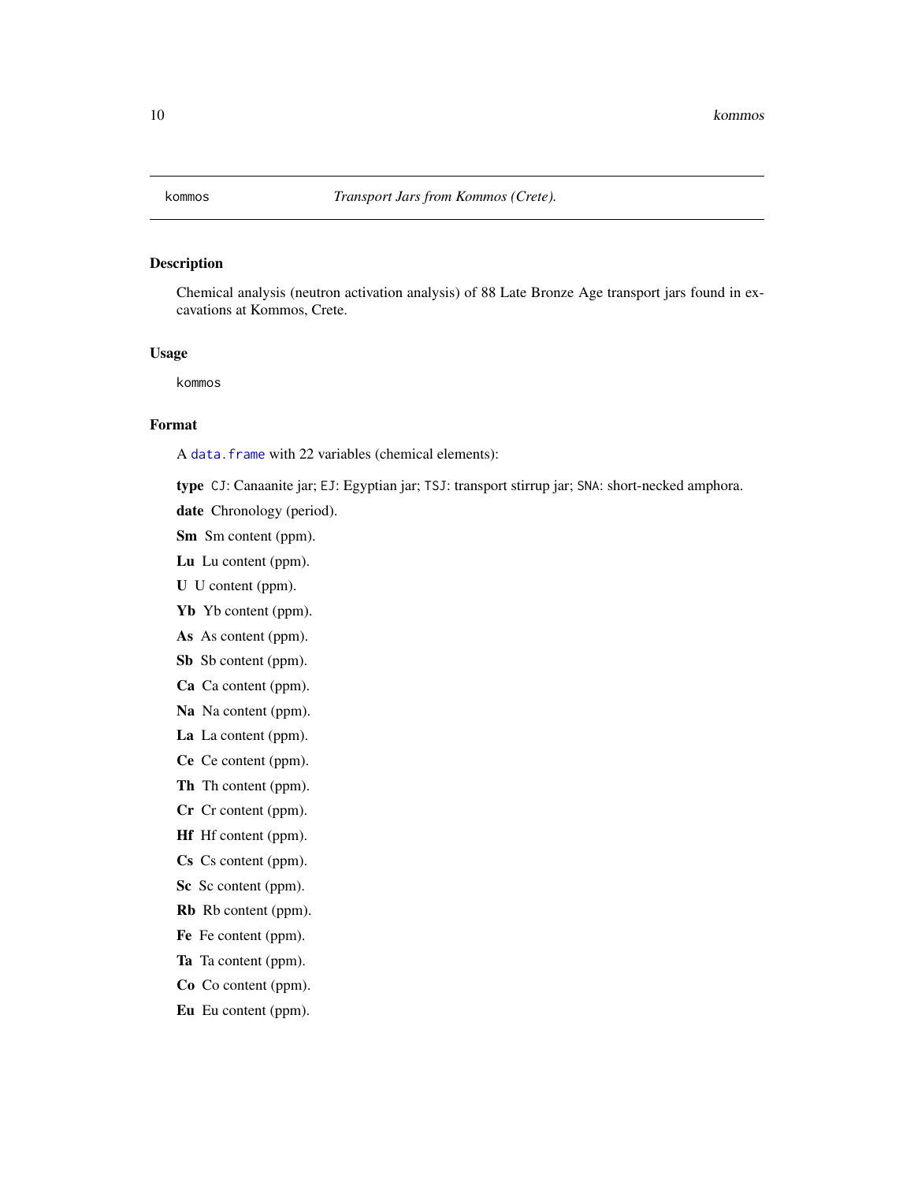kommos *Transport Jars from Kommos (Crete).*

## Description

Chemical analysis (neutron activation analysis) of 88 Late Bronze Age transport jars found in excavations at Kommos, Crete.

## Usage

```
kommos
```

## Format

A `data.frame` with 22 variables (chemical elements):

**type** `CJ`: Canaanite jar; `EJ`: Egyptian jar; `TSJ`: transport stirrup jar; `SNA`: short-necked amphora.

**date** Chronology (period).

**Sm** Sm content (ppm).

**Lu** Lu content (ppm).

**U** U content (ppm).

**Yb** Yb content (ppm).

**As** As content (ppm).

**Sb** Sb content (ppm).

**Ca** Ca content (ppm).

**Na** Na content (ppm).

**La** La content (ppm).

**Ce** Ce content (ppm).

**Th** Th content (ppm).

**Cr** Cr content (ppm).

**Hf** Hf content (ppm).

**Cs** Cs content (ppm).

**Sc** Sc content (ppm).

**Rb** Rb content (ppm).

**Fe** Fe content (ppm).

**Ta** Ta content (ppm).

**Co** Co content (ppm).

**Eu** Eu content (ppm).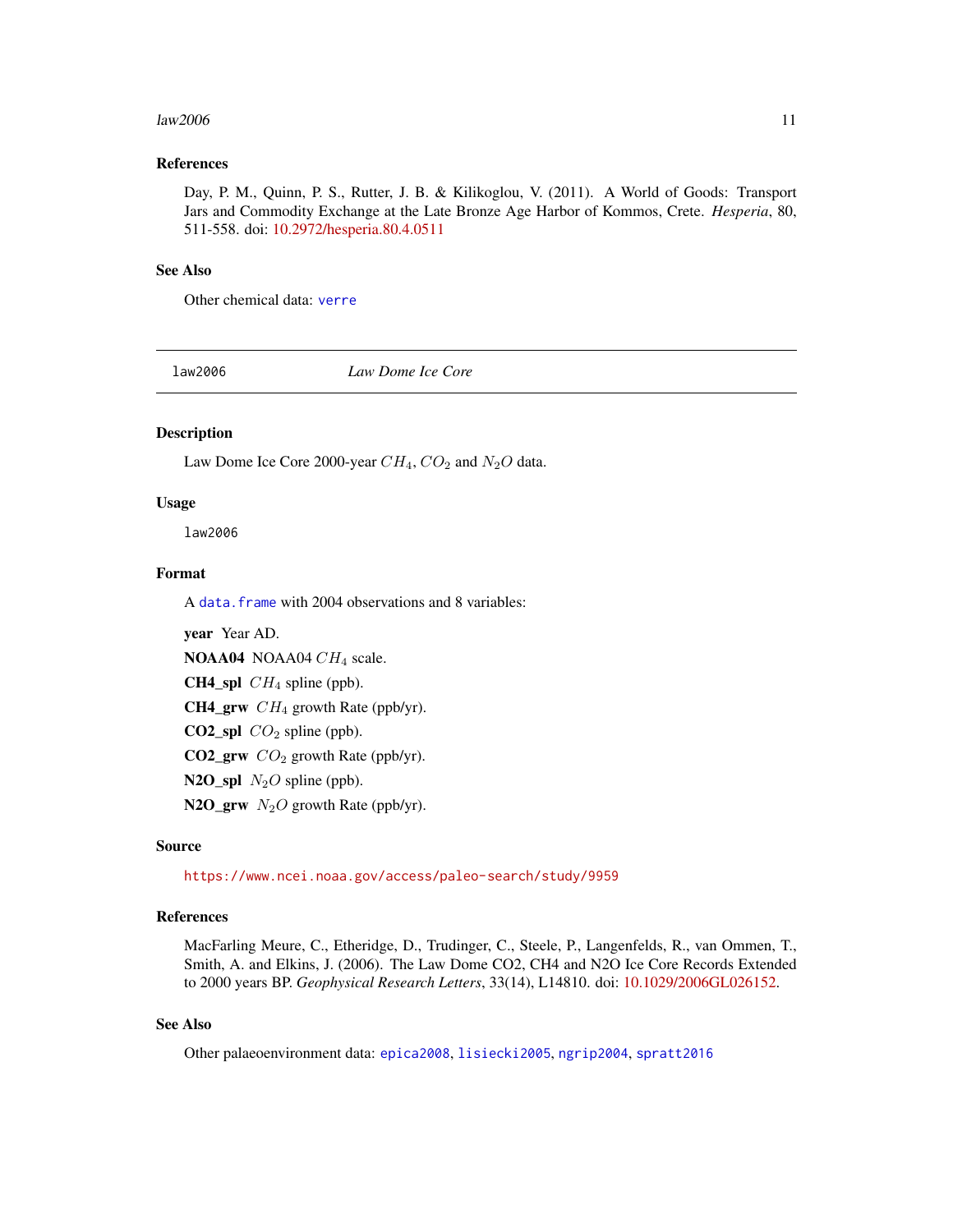### References

Day, P. M., Quinn, P. S., Rutter, J. B. & Kilikoglou, V. (2011). A World of Goods: Transport Jars and Commodity Exchange at the Late Bronze Age Harbor of Kommos, Crete. *Hesperia*, 80, 511-558. doi: 10.2972/hesperia.80.4.0511

### See Also

Other chemical data: `verre`

---

## law2006 — *Law Dome Ice Core*

---

### Description

Law Dome Ice Core 2000-year $CH_4$, $CO_2$ and $N_2O$ data.

### Usage

```
law2006
```

### Format

A `data.frame` with 2004 observations and 8 variables:

**year** Year AD.

**NOAA04** NOAA04 $CH_4$ scale.

**CH4_spl** $CH_4$ spline (ppb).

**CH4_grw** $CH_4$ growth Rate (ppb/yr).

**CO2_spl** $CO_2$ spline (ppb).

**CO2_grw** $CO_2$ growth Rate (ppb/yr).

**N2O_spl** $N_2O$ spline (ppb).

**N2O_grw** $N_2O$ growth Rate (ppb/yr).

### Source

https://www.ncei.noaa.gov/access/paleo-search/study/9959

### References

MacFarling Meure, C., Etheridge, D., Trudinger, C., Steele, P., Langenfelds, R., van Ommen, T., Smith, A. and Elkins, J. (2006). The Law Dome CO2, CH4 and N2O Ice Core Records Extended to 2000 years BP. *Geophysical Research Letters*, 33(14), L14810. doi: 10.1029/2006GL026152.

### See Also

Other palaeoenvironment data: `epica2008`, `lisiecki2005`, `ngrip2004`, `spratt2016`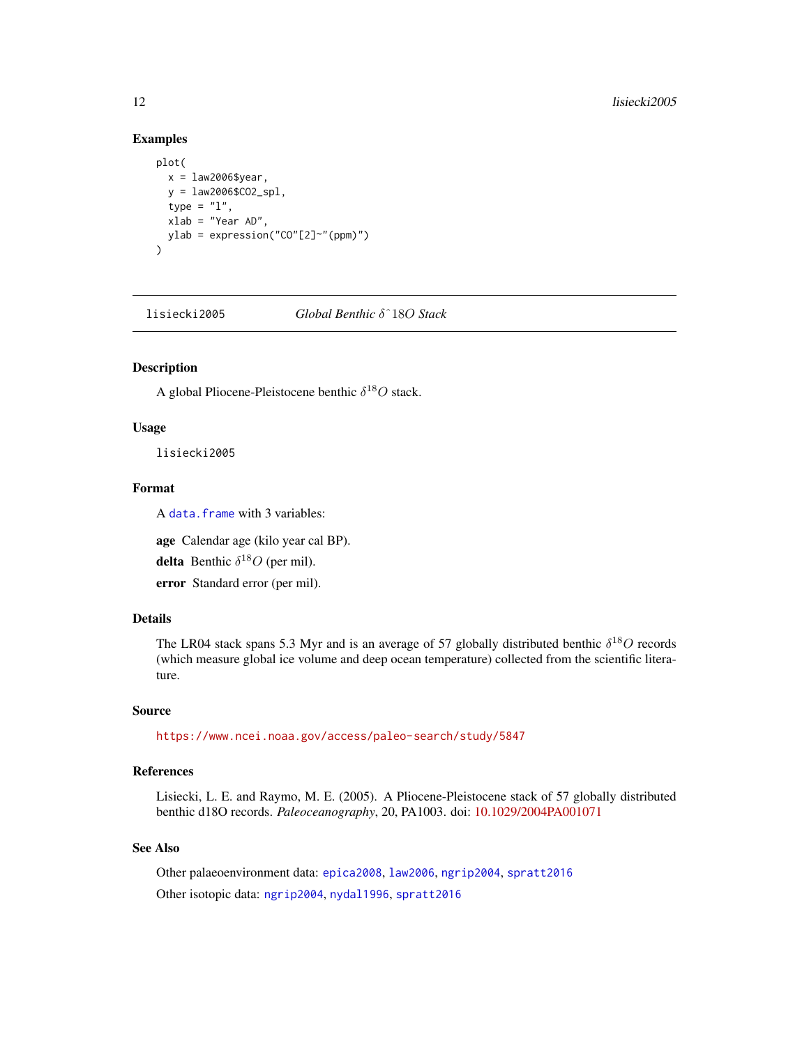### Examples

```
plot(
  x = law2006$year,
  y = law2006$CO2_spl,
  type = "l",
  xlab = "Year AD",
  ylab = expression("CO"[2]~"(ppm)")
)
```

---

## lisiecki2005 — *Global Benthic* $\delta$^18*O Stack*

---

### Description

A global Pliocene-Pleistocene benthic $\delta^{18}O$ stack.

### Usage

```
lisiecki2005
```

### Format

A `data.frame` with 3 variables:

**age** Calendar age (kilo year cal BP).

**delta** Benthic $\delta^{18}O$ (per mil).

**error** Standard error (per mil).

### Details

The LR04 stack spans 5.3 Myr and is an average of 57 globally distributed benthic $\delta^{18}O$ records (which measure global ice volume and deep ocean temperature) collected from the scientific literature.

### Source

https://www.ncei.noaa.gov/access/paleo-search/study/5847

### References

Lisiecki, L. E. and Raymo, M. E. (2005). A Pliocene-Pleistocene stack of 57 globally distributed benthic d18O records. *Paleoceanography*, 20, PA1003. doi: 10.1029/2004PA001071

### See Also

Other palaeoenvironment data: `epica2008`, `law2006`, `ngrip2004`, `spratt2016`

Other isotopic data: `ngrip2004`, `nydal1996`, `spratt2016`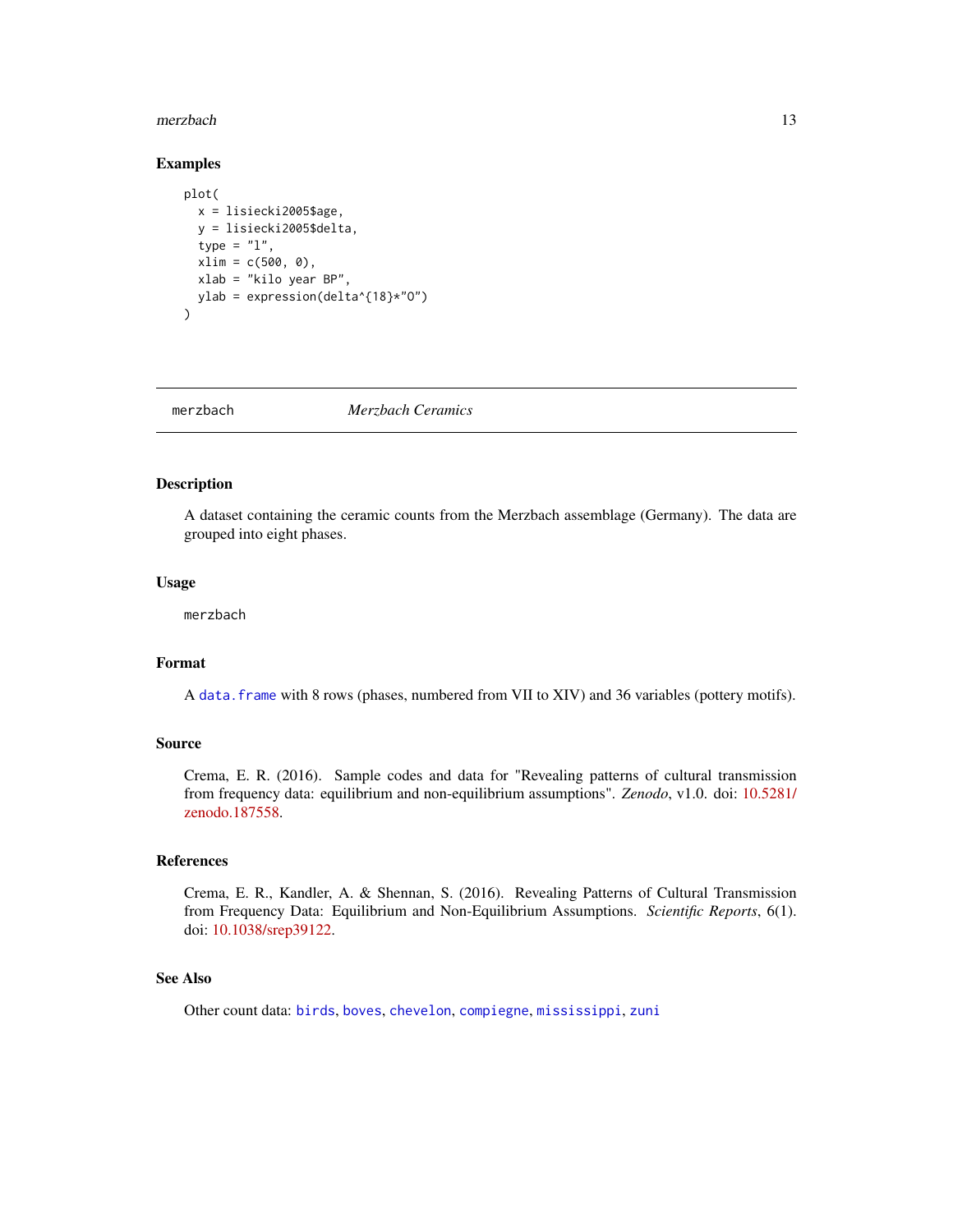### Examples

```
plot(
  x = lisiecki2005$age,
  y = lisiecki2005$delta,
  type = "l",
  xlim = c(500, 0),
  xlab = "kilo year BP",
  ylab = expression(delta^{18}*"O")
)
```

---

## merzbach — *Merzbach Ceramics*

---

### Description

A dataset containing the ceramic counts from the Merzbach assemblage (Germany). The data are grouped into eight phases.

### Usage

```
merzbach
```

### Format

A `data.frame` with 8 rows (phases, numbered from VII to XIV) and 36 variables (pottery motifs).

### Source

Crema, E. R. (2016). Sample codes and data for "Revealing patterns of cultural transmission from frequency data: equilibrium and non-equilibrium assumptions". *Zenodo*, v1.0. doi: 10.5281/zenodo.187558.

### References

Crema, E. R., Kandler, A. & Shennan, S. (2016). Revealing Patterns of Cultural Transmission from Frequency Data: Equilibrium and Non-Equilibrium Assumptions. *Scientific Reports*, 6(1). doi: 10.1038/srep39122.

### See Also

Other count data: `birds`, `boves`, `chevelon`, `compiegne`, `mississippi`, `zuni`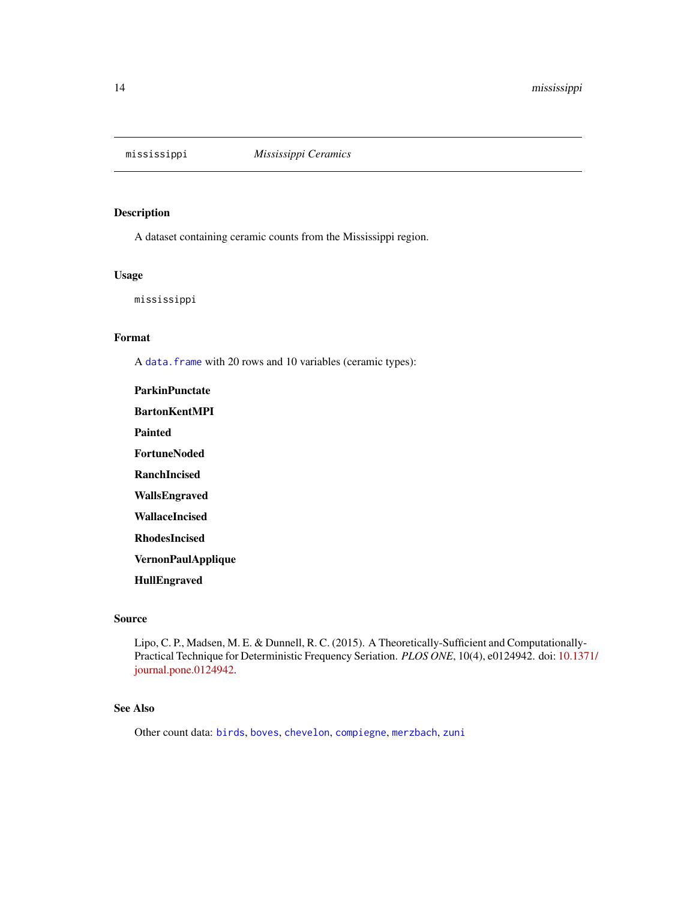mississippi *Mississippi Ceramics*

### Description

A dataset containing ceramic counts from the Mississippi region.

### Usage

```
mississippi
```

### Format

A `data.frame` with 20 rows and 10 variables (ceramic types):

**ParkinPunctate**

**BartonKentMPI**

**Painted**

**FortuneNoded**

**RanchIncised**

**WallsEngraved**

**WallaceIncised**

**RhodesIncised**

**VernonPaulApplique**

**HullEngraved**

### Source

Lipo, C. P., Madsen, M. E. & Dunnell, R. C. (2015). A Theoretically-Sufficient and Computationally-Practical Technique for Deterministic Frequency Seriation. *PLOS ONE*, 10(4), e0124942. doi: 10.1371/journal.pone.0124942.

### See Also

Other count data: `birds`, `boves`, `chevelon`, `compiegne`, `merzbach`, `zuni`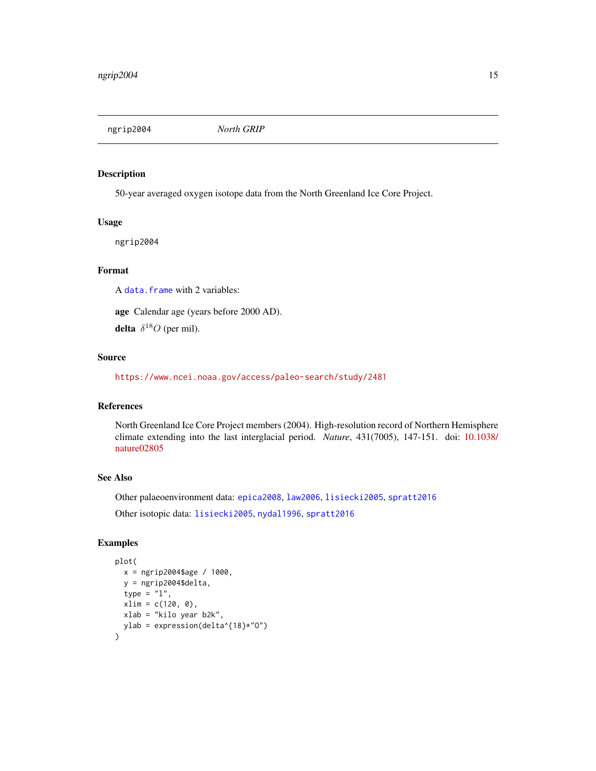# ngrip2004 *North GRIP*

## Description

50-year averaged oxygen isotope data from the North Greenland Ice Core Project.

## Usage

```
ngrip2004
```

## Format

A `data.frame` with 2 variables:

**age** Calendar age (years before 2000 AD).

**delta** $\delta^{18}O$ (per mil).

## Source

https://www.ncei.noaa.gov/access/paleo-search/study/2481

## References

North Greenland Ice Core Project members (2004). High-resolution record of Northern Hemisphere climate extending into the last interglacial period. *Nature*, 431(7005), 147-151. doi: 10.1038/nature02805

## See Also

Other palaeoenvironment data: `epica2008`, `law2006`, `lisiecki2005`, `spratt2016`

Other isotopic data: `lisiecki2005`, `nydal1996`, `spratt2016`

## Examples

```
plot(
  x = ngrip2004$age / 1000,
  y = ngrip2004$delta,
  type = "l",
  xlim = c(120, 0),
  xlab = "kilo year b2k",
  ylab = expression(delta^{18}*"O")
)
```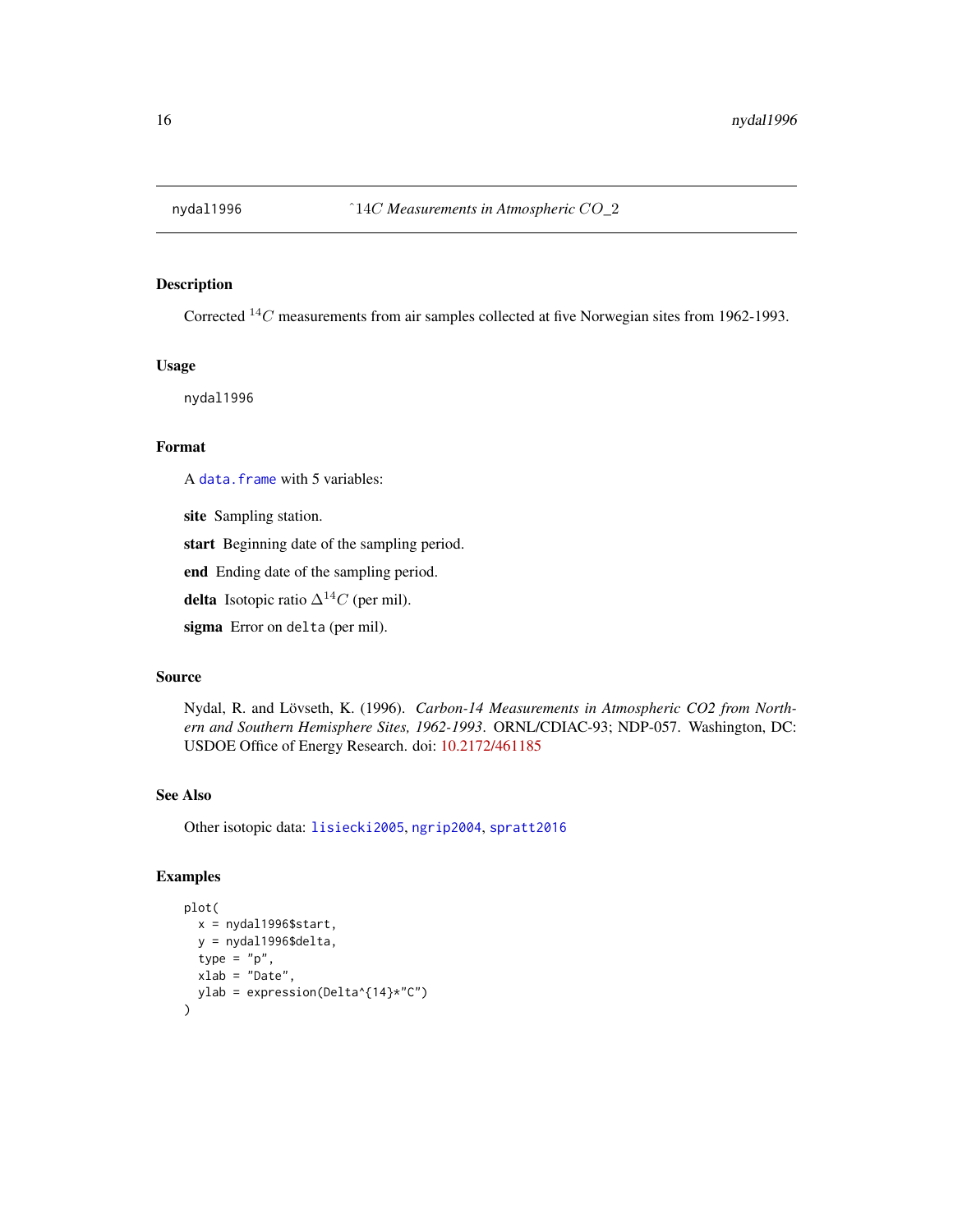nydal1996 &nbsp;&nbsp;&nbsp;&nbsp; ^14*C Measurements in Atmospheric CO_2*

## Description

Corrected $^{14}C$ measurements from air samples collected at five Norwegian sites from 1962-1993.

## Usage

```
nydal1996
```

## Format

A `data.frame` with 5 variables:

**site** Sampling station.

**start** Beginning date of the sampling period.

**end** Ending date of the sampling period.

**delta** Isotopic ratio $\Delta^{14}C$ (per mil).

**sigma** Error on `delta` (per mil).

## Source

Nydal, R. and Lövseth, K. (1996). *Carbon-14 Measurements in Atmospheric CO2 from Northern and Southern Hemisphere Sites, 1962-1993*. ORNL/CDIAC-93; NDP-057. Washington, DC: USDOE Office of Energy Research. doi: 10.2172/461185

## See Also

Other isotopic data: `lisiecki2005`, `ngrip2004`, `spratt2016`

## Examples

```
plot(
  x = nydal1996$start,
  y = nydal1996$delta,
  type = "p",
  xlab = "Date",
  ylab = expression(Delta^{14}*"C")
)
```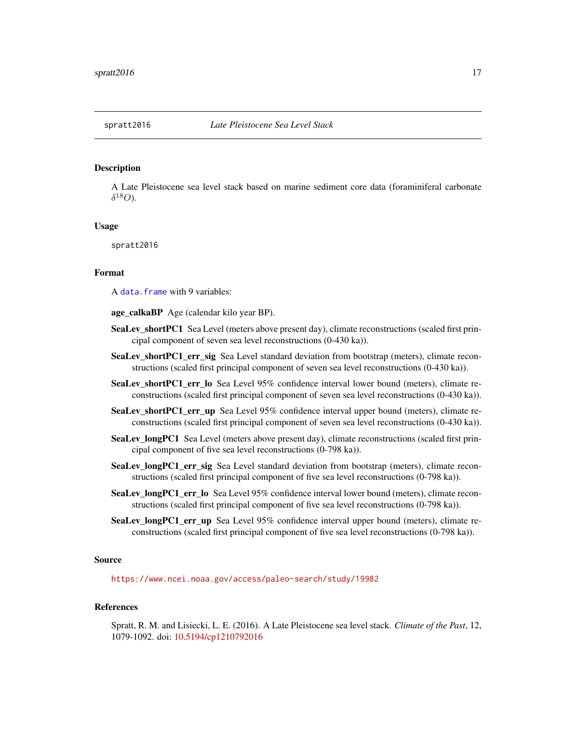## spratt2016 *Late Pleistocene Sea Level Stack*

### Description

A Late Pleistocene sea level stack based on marine sediment core data (foraminiferal carbonate $\delta^{18}O$).

### Usage

```
spratt2016
```

### Format

A `data.frame` with 9 variables:

**age_calkaBP** Age (calendar kilo year BP).

**SeaLev_shortPC1** Sea Level (meters above present day), climate reconstructions (scaled first principal component of seven sea level reconstructions (0-430 ka)).

**SeaLev_shortPC1_err_sig** Sea Level standard deviation from bootstrap (meters), climate reconstructions (scaled first principal component of seven sea level reconstructions (0-430 ka)).

**SeaLev_shortPC1_err_lo** Sea Level 95% confidence interval lower bound (meters), climate reconstructions (scaled first principal component of seven sea level reconstructions (0-430 ka)).

**SeaLev_shortPC1_err_up** Sea Level 95% confidence interval upper bound (meters), climate reconstructions (scaled first principal component of seven sea level reconstructions (0-430 ka)).

**SeaLev_longPC1** Sea Level (meters above present day), climate reconstructions (scaled first principal component of five sea level reconstructions (0-798 ka)).

**SeaLev_longPC1_err_sig** Sea Level standard deviation from bootstrap (meters), climate reconstructions (scaled first principal component of five sea level reconstructions (0-798 ka)).

**SeaLev_longPC1_err_lo** Sea Level 95% confidence interval lower bound (meters), climate reconstructions (scaled first principal component of five sea level reconstructions (0-798 ka)).

**SeaLev_longPC1_err_up** Sea Level 95% confidence interval upper bound (meters), climate reconstructions (scaled first principal component of five sea level reconstructions (0-798 ka)).

### Source

https://www.ncei.noaa.gov/access/paleo-search/study/19982

### References

Spratt, R. M. and Lisiecki, L. E. (2016). A Late Pleistocene sea level stack. *Climate of the Past*, 12, 1079-1092. doi: 10.5194/cp1210792016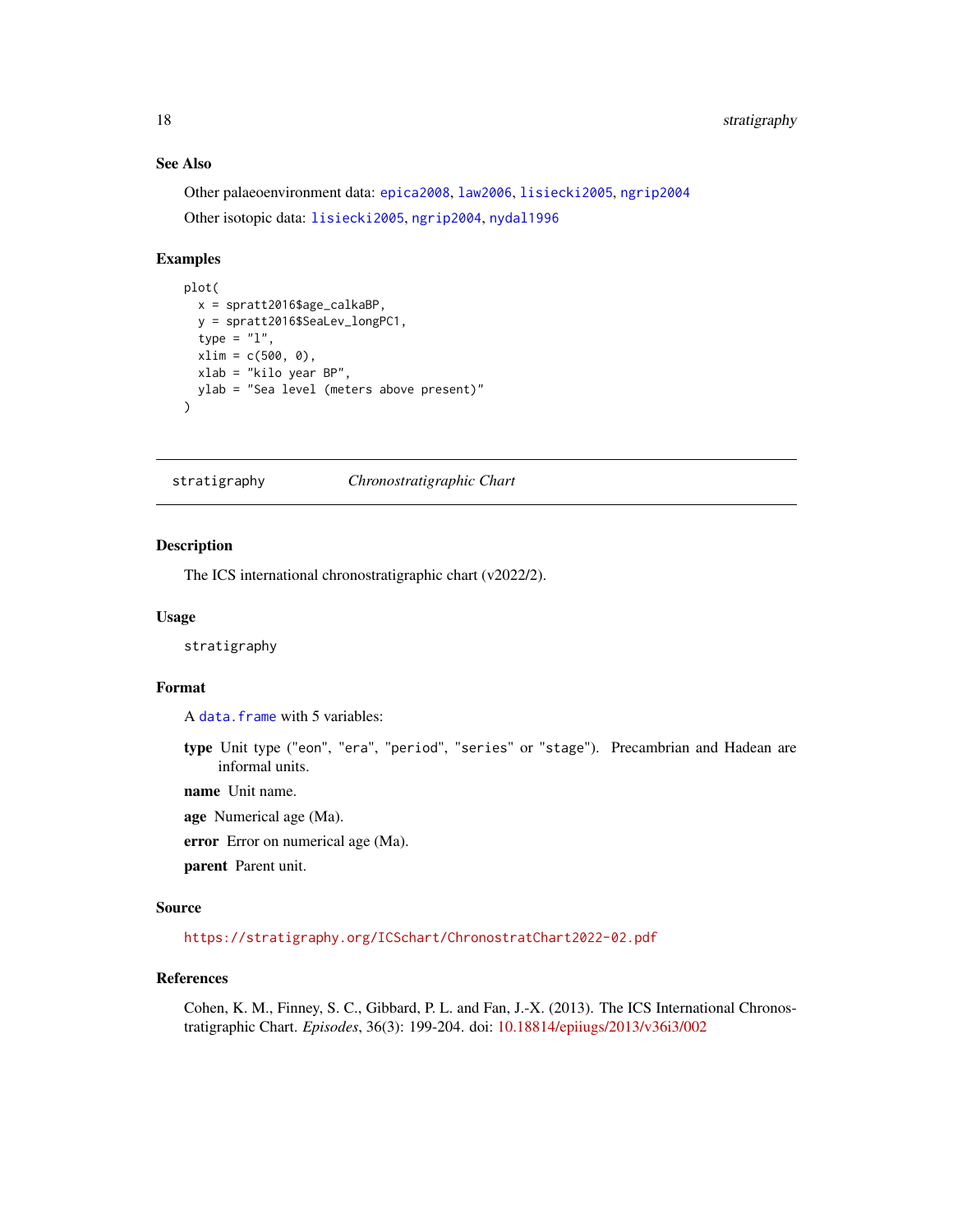## See Also

Other palaeoenvironment data: epica2008, law2006, lisiecki2005, ngrip2004

Other isotopic data: lisiecki2005, ngrip2004, nydal1996

## Examples

```
plot(
  x = spratt2016$age_calkaBP,
  y = spratt2016$SeaLev_longPC1,
  type = "l",
  xlim = c(500, 0),
  xlab = "kilo year BP",
  ylab = "Sea level (meters above present)"
)
```

---

# stratigraphy    *Chronostratigraphic Chart*

## Description

The ICS international chronostratigraphic chart (v2022/2).

## Usage

```
stratigraphy
```

## Format

A `data.frame` with 5 variables:

**type** Unit type ("eon", "era", "period", "series" or "stage"). Precambrian and Hadean are informal units.

**name** Unit name.

**age** Numerical age (Ma).

**error** Error on numerical age (Ma).

**parent** Parent unit.

## Source

https://stratigraphy.org/ICSchart/ChronostratChart2022-02.pdf

## References

Cohen, K. M., Finney, S. C., Gibbard, P. L. and Fan, J.-X. (2013). The ICS International Chronostratigraphic Chart. *Episodes*, 36(3): 199-204. doi: 10.18814/epiiugs/2013/v36i3/002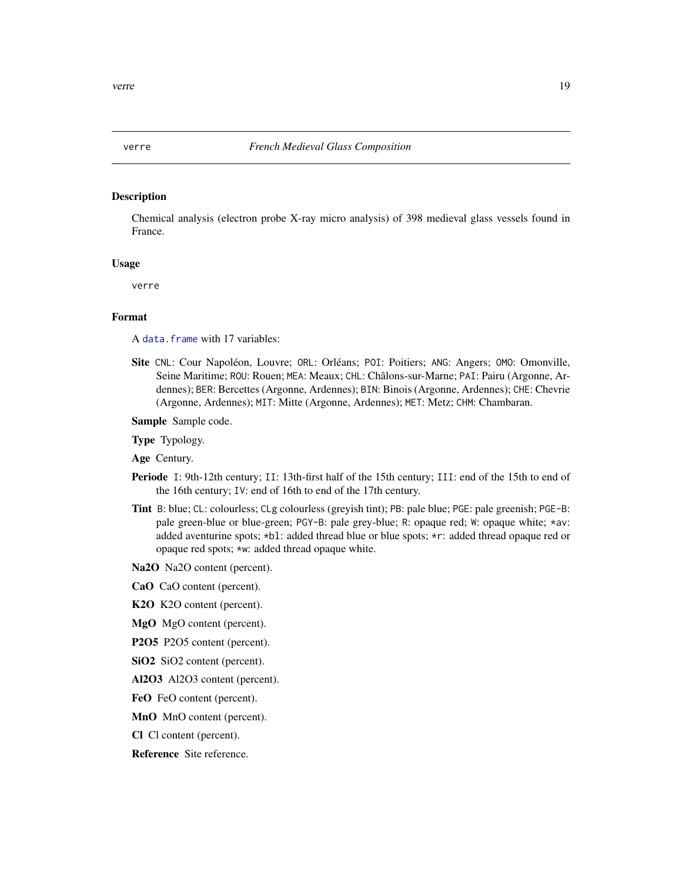## verre — *French Medieval Glass Composition*

### Description

Chemical analysis (electron probe X-ray micro analysis) of 398 medieval glass vessels found in France.

### Usage

```
verre
```

### Format

A `data.frame` with 17 variables:

**Site** `CNL`: Cour Napoléon, Louvre; `ORL`: Orléans; `POI`: Poitiers; `ANG`: Angers; `OMO`: Omonville, Seine Maritime; `ROU`: Rouen; `MEA`: Meaux; `CHL`: Châlons-sur-Marne; `PAI`: Pairu (Argonne, Ardennes); `BER`: Bercettes (Argonne, Ardennes); `BIN`: Binois (Argonne, Ardennes); `CHE`: Chevrie (Argonne, Ardennes); `MIT`: Mitte (Argonne, Ardennes); `MET`: Metz; `CHM`: Chambaran.

**Sample** Sample code.

**Type** Typology.

**Age** Century.

**Periode** `I`: 9th-12th century; `II`: 13th-first half of the 15th century; `III`: end of the 15th to end of the 16th century; `IV`: end of 16th to end of the 17th century.

**Tint** `B`: blue; `CL`: colourless; `CLg` colourless (greyish tint); `PB`: pale blue; `PGE`: pale greenish; `PGE-B`: pale green-blue or blue-green; `PGY-B`: pale grey-blue; `R`: opaque red; `W`: opaque white; `*av`: added aventurine spots; `*bl`: added thread blue or blue spots; `*r`: added thread opaque red or opaque red spots; `*w`: added thread opaque white.

**Na2O** Na2O content (percent).

**CaO** CaO content (percent).

**K2O** K2O content (percent).

**MgO** MgO content (percent).

**P2O5** P2O5 content (percent).

**SiO2** SiO2 content (percent).

**Al2O3** Al2O3 content (percent).

**FeO** FeO content (percent).

**MnO** MnO content (percent).

**Cl** Cl content (percent).

**Reference** Site reference.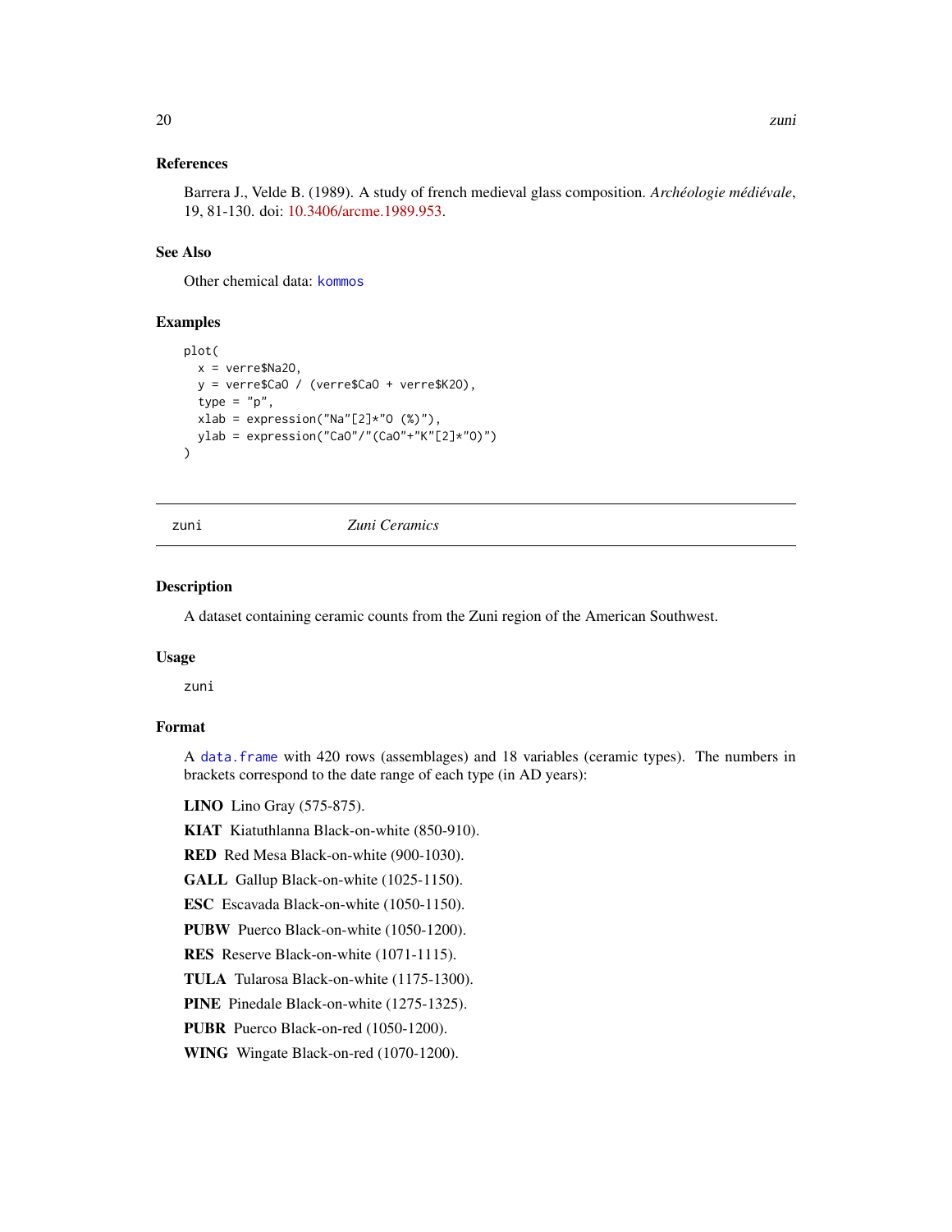### References

Barrera J., Velde B. (1989). A study of french medieval glass composition. *Archéologie médiévale*, 19, 81-130. doi: 10.3406/arcme.1989.953.

### See Also

Other chemical data: `kommos`

### Examples

```
plot(
  x = verre$Na2O,
  y = verre$CaO / (verre$CaO + verre$K2O),
  type = "p",
  xlab = expression("Na"[2]*"O (%)"),
  ylab = expression("CaO"/"(CaO"+"K"[2]*"O)")
)
```

---

## zuni — *Zuni Ceramics*

### Description

A dataset containing ceramic counts from the Zuni region of the American Southwest.

### Usage

```
zuni
```

### Format

A `data.frame` with 420 rows (assemblages) and 18 variables (ceramic types). The numbers in brackets correspond to the date range of each type (in AD years):

**LINO** Lino Gray (575-875).

**KIAT** Kiatuthlanna Black-on-white (850-910).

**RED** Red Mesa Black-on-white (900-1030).

**GALL** Gallup Black-on-white (1025-1150).

**ESC** Escavada Black-on-white (1050-1150).

**PUBW** Puerco Black-on-white (1050-1200).

**RES** Reserve Black-on-white (1071-1115).

**TULA** Tularosa Black-on-white (1175-1300).

**PINE** Pinedale Black-on-white (1275-1325).

**PUBR** Puerco Black-on-red (1050-1200).

**WING** Wingate Black-on-red (1070-1200).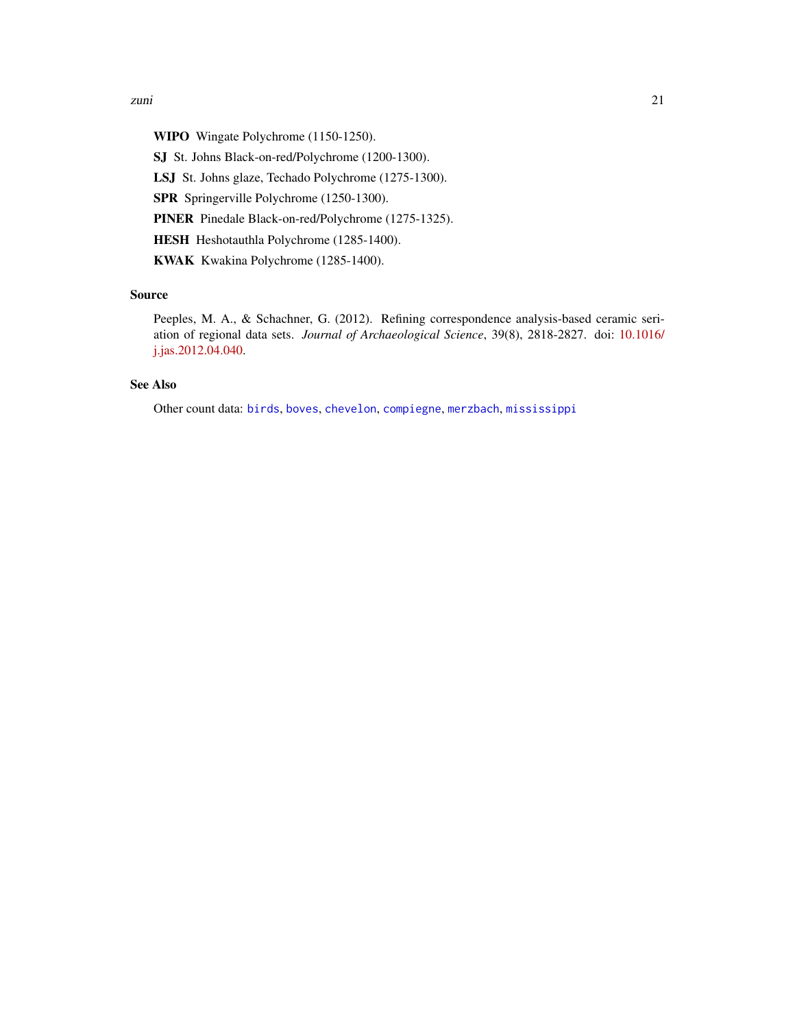**WIPO** Wingate Polychrome (1150-1250).

**SJ** St. Johns Black-on-red/Polychrome (1200-1300).

**LSJ** St. Johns glaze, Techado Polychrome (1275-1300).

**SPR** Springerville Polychrome (1250-1300).

**PINER** Pinedale Black-on-red/Polychrome (1275-1325).

**HESH** Heshotauthla Polychrome (1285-1400).

**KWAK** Kwakina Polychrome (1285-1400).

## Source

Peeples, M. A., & Schachner, G. (2012). Refining correspondence analysis-based ceramic seriation of regional data sets. *Journal of Archaeological Science*, 39(8), 2818-2827. doi: 10.1016/j.jas.2012.04.040.

## See Also

Other count data: `birds`, `boves`, `chevelon`, `compiegne`, `merzbach`, `mississippi`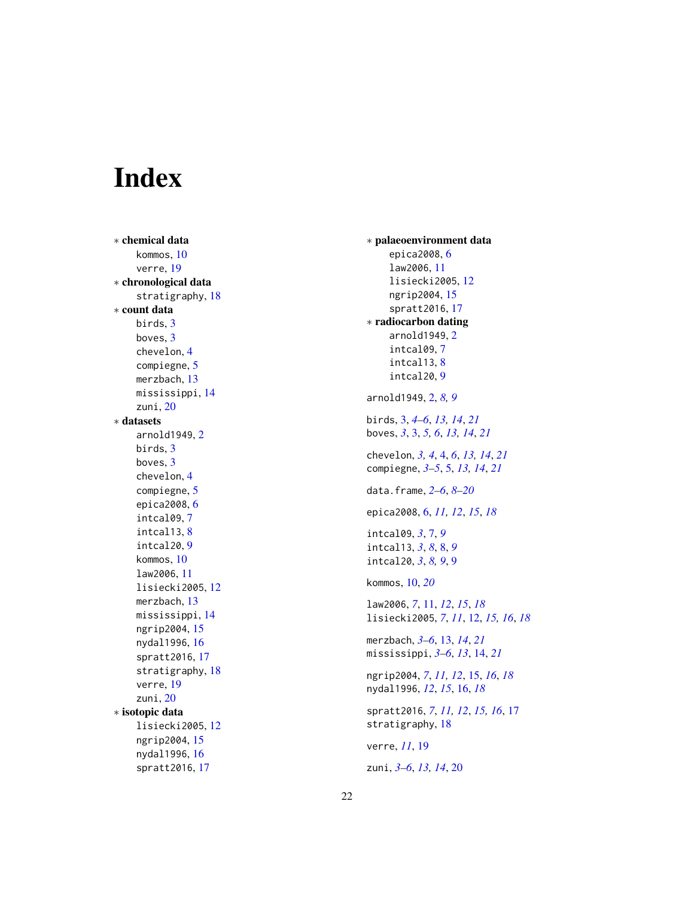# Index

∗ **chemical data**
- kommos, 10
- verre, 19

∗ **chronological data**
- stratigraphy, 18

∗ **count data**
- birds, 3
- boves, 3
- chevelon, 4
- compiegne, 5
- merzbach, 13
- mississippi, 14
- zuni, 20

∗ **datasets**
- arnold1949, 2
- birds, 3
- boves, 3
- chevelon, 4
- compiegne, 5
- epica2008, 6
- intcal09, 7
- intcal13, 8
- intcal20, 9
- kommos, 10
- law2006, 11
- lisiecki2005, 12
- merzbach, 13
- mississippi, 14
- ngrip2004, 15
- nydal1996, 16
- spratt2016, 17
- stratigraphy, 18
- verre, 19
- zuni, 20

∗ **isotopic data**
- lisiecki2005, 12
- ngrip2004, 15
- nydal1996, 16
- spratt2016, 17

∗ **palaeoenvironment data**
- epica2008, 6
- law2006, 11
- lisiecki2005, 12
- ngrip2004, 15
- spratt2016, 17

∗ **radiocarbon dating**
- arnold1949, 2
- intcal09, 7
- intcal13, 8
- intcal20, 9

arnold1949, 2, *8, 9*

birds, 3, *4–6*, *13, 14*, *21*
boves, *3*, 3, *5, 6*, *13, 14*, *21*

chevelon, *3, 4*, 4, *6*, *13, 14*, *21*
compiegne, *3–5*, 5, *13, 14*, *21*

data.frame, *2–6*, *8–20*

epica2008, 6, *11, 12*, *15*, *18*

intcal09, *3*, 7, *9*
intcal13, *3*, *8*, 8, *9*
intcal20, *3*, *8, 9*, 9

kommos, 10, *20*

law2006, *7*, 11, *12*, *15*, *18*
lisiecki2005, *7*, *11*, 12, *15, 16*, *18*

merzbach, *3–6*, 13, *14*, *21*
mississippi, *3–6*, *13*, 14, *21*

ngrip2004, *7*, *11, 12*, 15, *16*, *18*
nydal1996, *12*, *15*, 16, *18*

spratt2016, *7*, *11, 12*, *15, 16*, 17
stratigraphy, 18

verre, *11*, 19

zuni, *3–6*, *13, 14*, 20